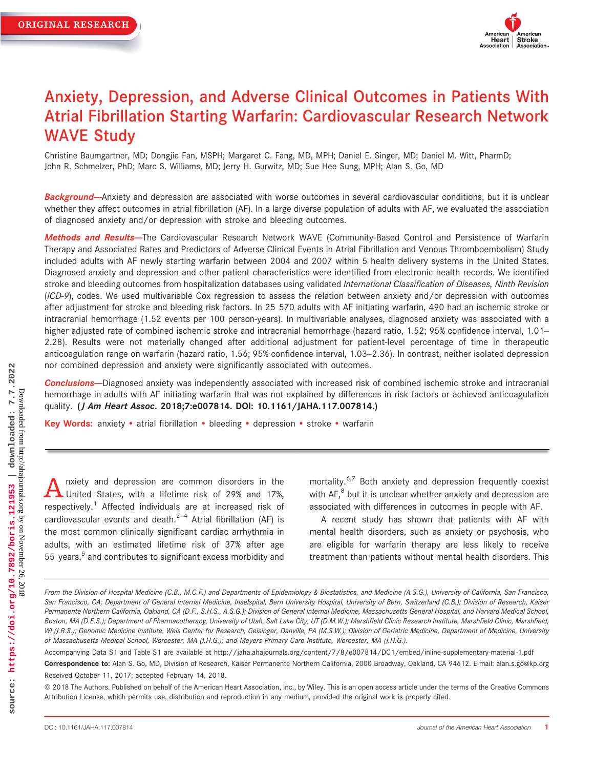ORIGINAL RESEARCH

# Anxiety, Depression, and Adverse Clinical Outcomes in Patients With Atrial Fibrillation Starting Warfarin: Cardiovascular Research Network WAVE Study

Christine Baumgartner, MD; Dongjie Fan, MSPH; Margaret C. Fang, MD, MPH; Daniel E. Singer, MD; Daniel M. Witt, PharmD; John R. Schmelzer, PhD; Marc S. Williams, MD; Jerry H. Gurwitz, MD; Sue Hee Sung, MPH; Alan S. Go, MD

***Background***—Anxiety and depression are associated with worse outcomes in several cardiovascular conditions, but it is unclear whether they affect outcomes in atrial fibrillation (AF). In a large diverse population of adults with AF, we evaluated the association of diagnosed anxiety and/or depression with stroke and bleeding outcomes.

***Methods and Results***—The Cardiovascular Research Network WAVE (Community-Based Control and Persistence of Warfarin Therapy and Associated Rates and Predictors of Adverse Clinical Events in Atrial Fibrillation and Venous Thromboembolism) Study included adults with AF newly starting warfarin between 2004 and 2007 within 5 health delivery systems in the United States. Diagnosed anxiety and depression and other patient characteristics were identified from electronic health records. We identified stroke and bleeding outcomes from hospitalization databases using validated *International Classification of Diseases, Ninth Revision* (*ICD-9*), codes. We used multivariable Cox regression to assess the relation between anxiety and/or depression with outcomes after adjustment for stroke and bleeding risk factors. In 25 570 adults with AF initiating warfarin, 490 had an ischemic stroke or intracranial hemorrhage (1.52 events per 100 person-years). In multivariable analyses, diagnosed anxiety was associated with a higher adjusted rate of combined ischemic stroke and intracranial hemorrhage (hazard ratio, 1.52; 95% confidence interval, 1.01–2.28). Results were not materially changed after additional adjustment for patient-level percentage of time in therapeutic anticoagulation range on warfarin (hazard ratio, 1.56; 95% confidence interval, 1.03–2.36). In contrast, neither isolated depression nor combined depression and anxiety were significantly associated with outcomes.

***Conclusions***—Diagnosed anxiety was independently associated with increased risk of combined ischemic stroke and intracranial hemorrhage in adults with AF initiating warfarin that was not explained by differences in risk factors or achieved anticoagulation quality. **(*J Am Heart Assoc*. 2018;7:e007814. DOI: 10.1161/JAHA.117.007814.)**

**Key Words:** anxiety • atrial fibrillation • bleeding • depression • stroke • warfarin

Anxiety and depression are common disorders in the United States, with a lifetime risk of 29% and 17%, respectively.[1] Affected individuals are at increased risk of cardiovascular events and death.[2–4] Atrial fibrillation (AF) is the most common clinically significant cardiac arrhythmia in adults, with an estimated lifetime risk of 37% after age 55 years,[5] and contributes to significant excess morbidity and mortality.[6,7] Both anxiety and depression frequently coexist with AF,[8] but it is unclear whether anxiety and depression are associated with differences in outcomes in people with AF.

A recent study has shown that patients with AF with mental health disorders, such as anxiety or psychosis, who are eligible for warfarin therapy are less likely to receive treatment than patients without mental health disorders. This

*From the Division of Hospital Medicine (C.B., M.C.F.) and Departments of Epidemiology & Biostatistics, and Medicine (A.S.G.), University of California, San Francisco, San Francisco, CA; Department of General Internal Medicine, Inselspital, Bern University Hospital, University of Bern, Switzerland (C.B.); Division of Research, Kaiser Permanente Northern California, Oakland, CA (D.F., S.H.S., A.S.G.); Division of General Internal Medicine, Massachusetts General Hospital, and Harvard Medical School, Boston, MA (D.E.S.); Department of Pharmacotherapy, University of Utah, Salt Lake City, UT (D.M.W.); Marshfield Clinic Research Institute, Marshfield Clinic, Marshfield, WI (J.R.S.); Genomic Medicine Institute, Weis Center for Research, Geisinger, Danville, PA (M.S.W.); Division of Geriatric Medicine, Department of Medicine, University of Massachusetts Medical School, Worcester, MA (J.H.G.); and Meyers Primary Care Institute, Worcester, MA (J.H.G.).*

Accompanying Data S1 and Table S1 are available at http://jaha.ahajournals.org/content/7/8/e007814/DC1/embed/inline-supplementary-material-1.pdf

**Correspondence to:** Alan S. Go, MD, Division of Research, Kaiser Permanente Northern California, 2000 Broadway, Oakland, CA 94612. E-mail: alan.s.go@kp.org

Received October 11, 2017; accepted February 14, 2018.

© 2018 The Authors. Published on behalf of the American Heart Association, Inc., by Wiley. This is an open access article under the terms of the Creative Commons Attribution License, which permits use, distribution and reproduction in any medium, provided the original work is properly cited.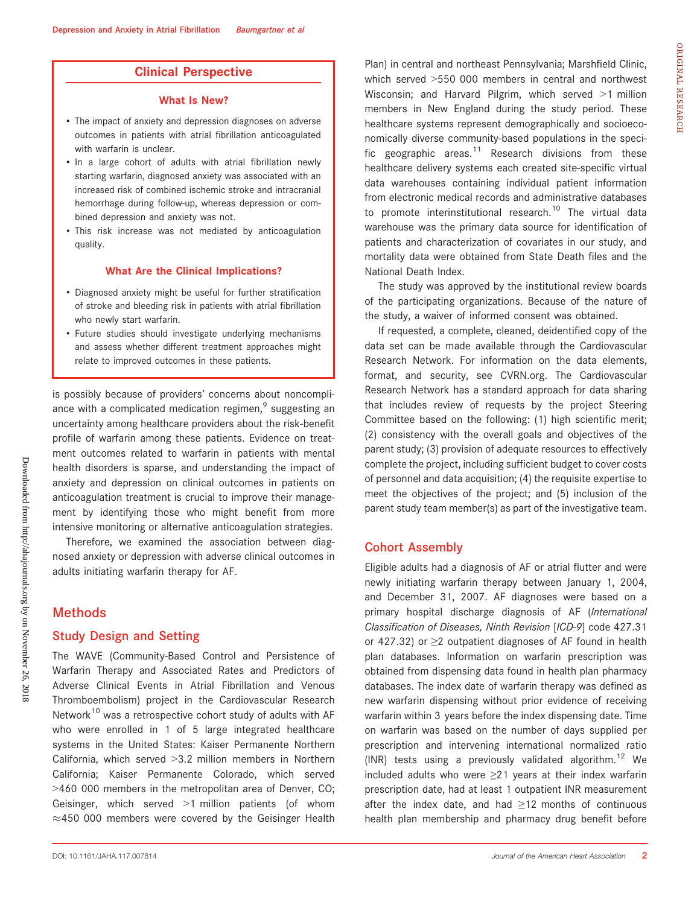## Clinical Perspective

### What Is New?

- The impact of anxiety and depression diagnoses on adverse outcomes in patients with atrial fibrillation anticoagulated with warfarin is unclear.
- In a large cohort of adults with atrial fibrillation newly starting warfarin, diagnosed anxiety was associated with an increased risk of combined ischemic stroke and intracranial hemorrhage during follow-up, whereas depression or combined depression and anxiety was not.
- This risk increase was not mediated by anticoagulation quality.

### What Are the Clinical Implications?

- Diagnosed anxiety might be useful for further stratification of stroke and bleeding risk in patients with atrial fibrillation who newly start warfarin.
- Future studies should investigate underlying mechanisms and assess whether different treatment approaches might relate to improved outcomes in these patients.

is possibly because of providers' concerns about noncompliance with a complicated medication regimen,[9] suggesting an uncertainty among healthcare providers about the risk-benefit profile of warfarin among these patients. Evidence on treatment outcomes related to warfarin in patients with mental health disorders is sparse, and understanding the impact of anxiety and depression on clinical outcomes in patients on anticoagulation treatment is crucial to improve their management by identifying those who might benefit from more intensive monitoring or alternative anticoagulation strategies.

Therefore, we examined the association between diagnosed anxiety or depression with adverse clinical outcomes in adults initiating warfarin therapy for AF.

## Methods

### Study Design and Setting

The WAVE (Community-Based Control and Persistence of Warfarin Therapy and Associated Rates and Predictors of Adverse Clinical Events in Atrial Fibrillation and Venous Thromboembolism) project in the Cardiovascular Research Network[10] was a retrospective cohort study of adults with AF who were enrolled in 1 of 5 large integrated healthcare systems in the United States: Kaiser Permanente Northern California, which served >3.2 million members in Northern California; Kaiser Permanente Colorado, which served >460 000 members in the metropolitan area of Denver, CO; Geisinger, which served >1 million patients (of whom ≈450 000 members were covered by the Geisinger Health Plan) in central and northeast Pennsylvania; Marshfield Clinic, which served >550 000 members in central and northwest Wisconsin; and Harvard Pilgrim, which served >1 million members in New England during the study period. These healthcare systems represent demographically and socioeconomically diverse community-based populations in the specific geographic areas.[11] Research divisions from these healthcare delivery systems each created site-specific virtual data warehouses containing individual patient information from electronic medical records and administrative databases to promote interinstitutional research.[10] The virtual data warehouse was the primary data source for identification of patients and characterization of covariates in our study, and mortality data were obtained from State Death files and the National Death Index.

The study was approved by the institutional review boards of the participating organizations. Because of the nature of the study, a waiver of informed consent was obtained.

If requested, a complete, cleaned, deidentified copy of the data set can be made available through the Cardiovascular Research Network. For information on the data elements, format, and security, see CVRN.org. The Cardiovascular Research Network has a standard approach for data sharing that includes review of requests by the project Steering Committee based on the following: (1) high scientific merit; (2) consistency with the overall goals and objectives of the parent study; (3) provision of adequate resources to effectively complete the project, including sufficient budget to cover costs of personnel and data acquisition; (4) the requisite expertise to meet the objectives of the project; and (5) inclusion of the parent study team member(s) as part of the investigative team.

### Cohort Assembly

Eligible adults had a diagnosis of AF or atrial flutter and were newly initiating warfarin therapy between January 1, 2004, and December 31, 2007. AF diagnoses were based on a primary hospital discharge diagnosis of AF (*International Classification of Diseases, Ninth Revision* [*ICD-9*] code 427.31 or 427.32) or ≥2 outpatient diagnoses of AF found in health plan databases. Information on warfarin prescription was obtained from dispensing data found in health plan pharmacy databases. The index date of warfarin therapy was defined as new warfarin dispensing without prior evidence of receiving warfarin within 3 years before the index dispensing date. Time on warfarin was based on the number of days supplied per prescription and intervening international normalized ratio (INR) tests using a previously validated algorithm.[12] We included adults who were ≥21 years at their index warfarin prescription date, had at least 1 outpatient INR measurement after the index date, and had ≥12 months of continuous health plan membership and pharmacy drug benefit before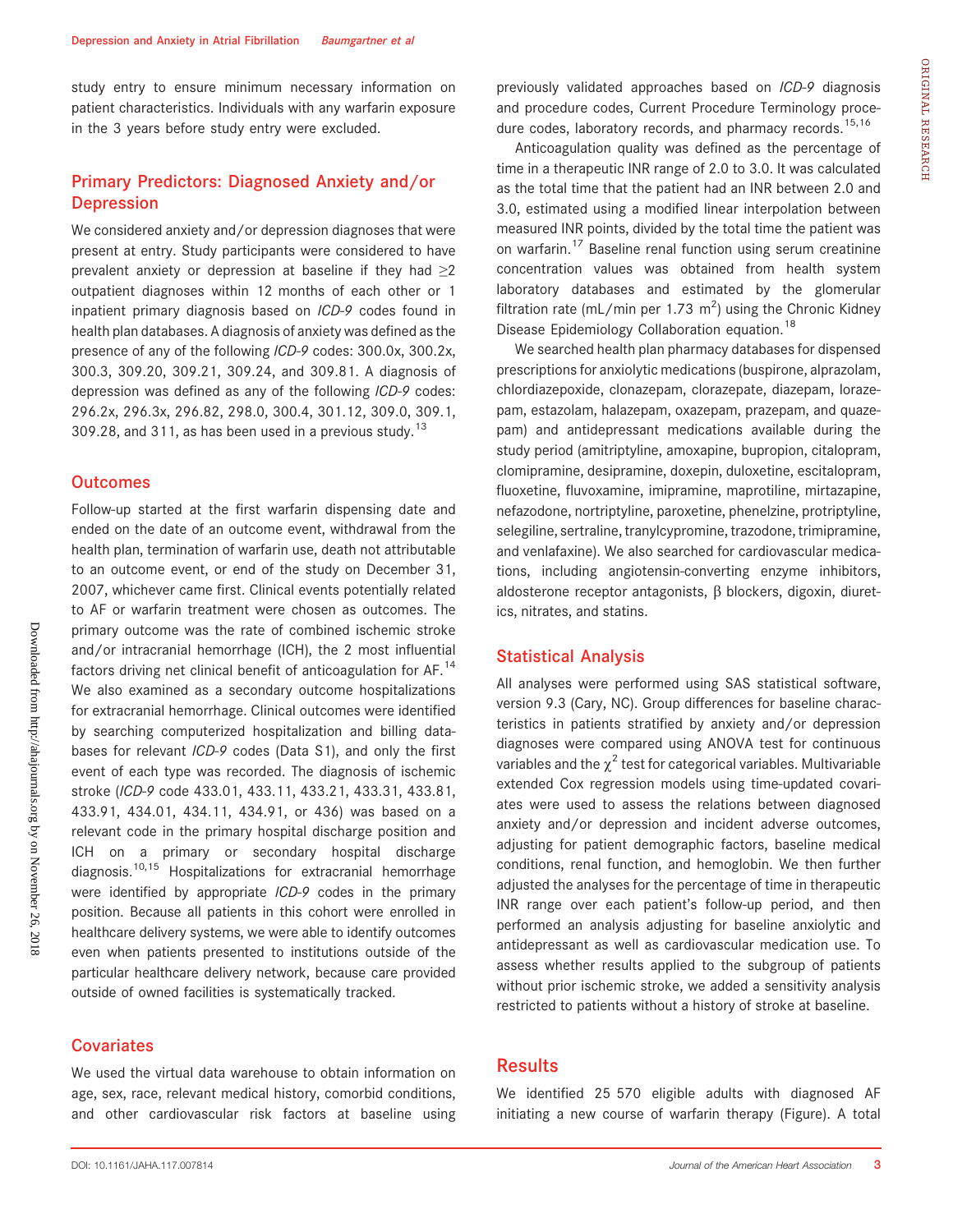study entry to ensure minimum necessary information on patient characteristics. Individuals with any warfarin exposure in the 3 years before study entry were excluded.

## Primary Predictors: Diagnosed Anxiety and/or Depression

We considered anxiety and/or depression diagnoses that were present at entry. Study participants were considered to have prevalent anxiety or depression at baseline if they had ≥2 outpatient diagnoses within 12 months of each other or 1 inpatient primary diagnosis based on *ICD-9* codes found in health plan databases. A diagnosis of anxiety was defined as the presence of any of the following *ICD-9* codes: 300.0x, 300.2x, 300.3, 309.20, 309.21, 309.24, and 309.81. A diagnosis of depression was defined as any of the following *ICD-9* codes: 296.2x, 296.3x, 296.82, 298.0, 300.4, 301.12, 309.0, 309.1, 309.28, and 311, as has been used in a previous study.[13]

## Outcomes

Follow-up started at the first warfarin dispensing date and ended on the date of an outcome event, withdrawal from the health plan, termination of warfarin use, death not attributable to an outcome event, or end of the study on December 31, 2007, whichever came first. Clinical events potentially related to AF or warfarin treatment were chosen as outcomes. The primary outcome was the rate of combined ischemic stroke and/or intracranial hemorrhage (ICH), the 2 most influential factors driving net clinical benefit of anticoagulation for AF.[14] We also examined as a secondary outcome hospitalizations for extracranial hemorrhage. Clinical outcomes were identified by searching computerized hospitalization and billing databases for relevant *ICD-9* codes (Data S1), and only the first event of each type was recorded. The diagnosis of ischemic stroke (*ICD-9* code 433.01, 433.11, 433.21, 433.31, 433.81, 433.91, 434.01, 434.11, 434.91, or 436) was based on a relevant code in the primary hospital discharge position and ICH on a primary or secondary hospital discharge diagnosis.[10,15] Hospitalizations for extracranial hemorrhage were identified by appropriate *ICD-9* codes in the primary position. Because all patients in this cohort were enrolled in healthcare delivery systems, we were able to identify outcomes even when patients presented to institutions outside of the particular healthcare delivery network, because care provided outside of owned facilities is systematically tracked.

## Covariates

We used the virtual data warehouse to obtain information on age, sex, race, relevant medical history, comorbid conditions, and other cardiovascular risk factors at baseline using previously validated approaches based on *ICD-9* diagnosis and procedure codes, Current Procedure Terminology procedure codes, laboratory records, and pharmacy records.[15,16]

Anticoagulation quality was defined as the percentage of time in a therapeutic INR range of 2.0 to 3.0. It was calculated as the total time that the patient had an INR between 2.0 and 3.0, estimated using a modified linear interpolation between measured INR points, divided by the total time the patient was on warfarin.[17] Baseline renal function using serum creatinine concentration values was obtained from health system laboratory databases and estimated by the glomerular filtration rate (mL/min per 1.73 $m^2$) using the Chronic Kidney Disease Epidemiology Collaboration equation.[18]

We searched health plan pharmacy databases for dispensed prescriptions for anxiolytic medications (buspirone, alprazolam, chlordiazepoxide, clonazepam, clorazepate, diazepam, lorazepam, estazolam, halazepam, oxazepam, prazepam, and quazepam) and antidepressant medications available during the study period (amitriptyline, amoxapine, bupropion, citalopram, clomipramine, desipramine, doxepin, duloxetine, escitalopram, fluoxetine, fluvoxamine, imipramine, maprotiline, mirtazapine, nefazodone, nortriptyline, paroxetine, phenelzine, protriptyline, selegiline, sertraline, tranylcypromine, trazodone, trimipramine, and venlafaxine). We also searched for cardiovascular medications, including angiotensin-converting enzyme inhibitors, aldosterone receptor antagonists, β blockers, digoxin, diuretics, nitrates, and statins.

## Statistical Analysis

All analyses were performed using SAS statistical software, version 9.3 (Cary, NC). Group differences for baseline characteristics in patients stratified by anxiety and/or depression diagnoses were compared using ANOVA test for continuous variables and the $\chi^2$ test for categorical variables. Multivariable extended Cox regression models using time-updated covariates were used to assess the relations between diagnosed anxiety and/or depression and incident adverse outcomes, adjusting for patient demographic factors, baseline medical conditions, renal function, and hemoglobin. We then further adjusted the analyses for the percentage of time in therapeutic INR range over each patient's follow-up period, and then performed an analysis adjusting for baseline anxiolytic and antidepressant as well as cardiovascular medication use. To assess whether results applied to the subgroup of patients without prior ischemic stroke, we added a sensitivity analysis restricted to patients without a history of stroke at baseline.

# Results

We identified 25 570 eligible adults with diagnosed AF initiating a new course of warfarin therapy (Figure). A total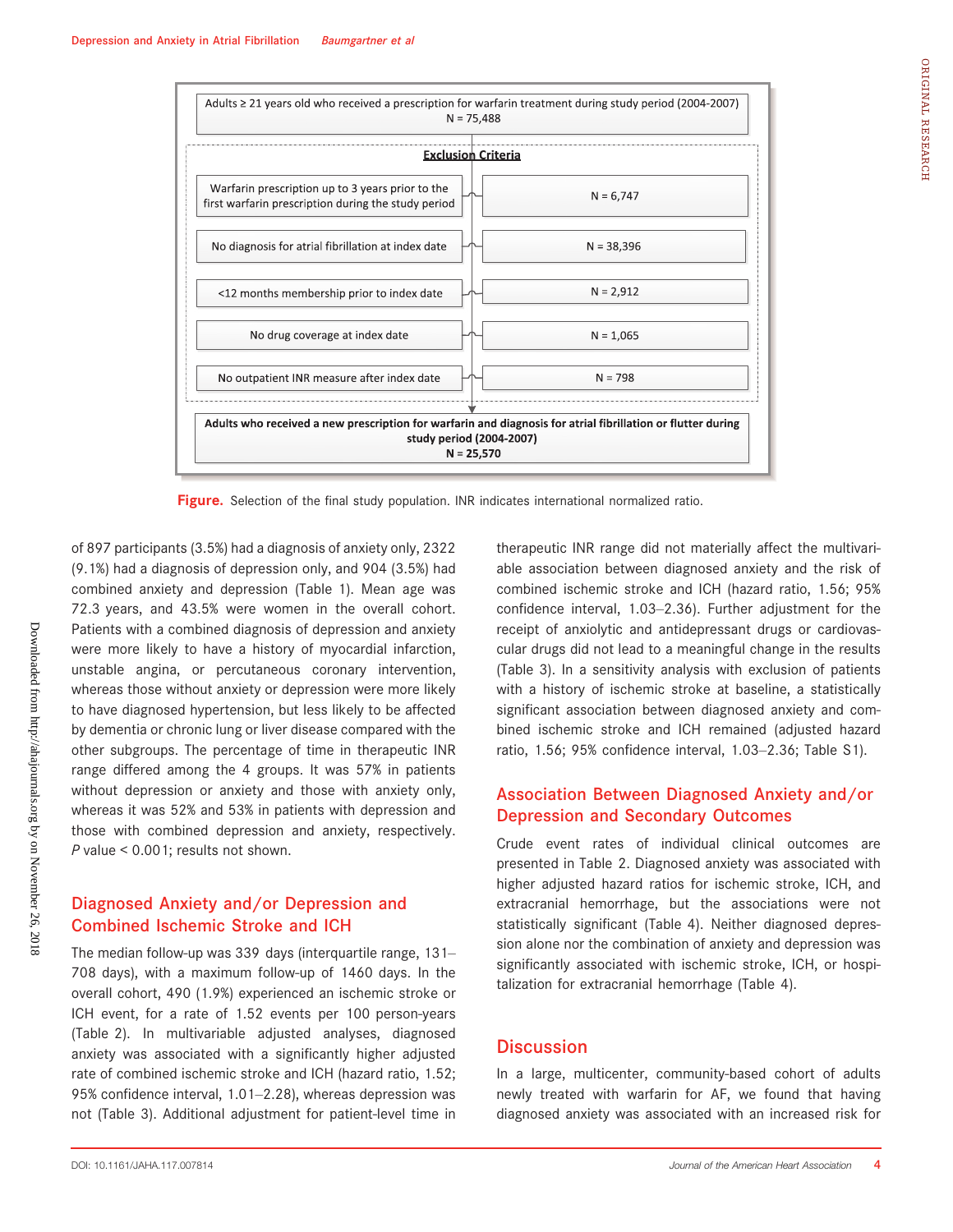Adults ≥ 21 years old who received a prescription for warfarin treatment during study period (2004-2007)
N = 75,488

**Exclusion Criteria**

| Criterion | N |
| --- | --- |
| Warfarin prescription up to 3 years prior to the first warfarin prescription during the study period | N = 6,747 |
| No diagnosis for atrial fibrillation at index date | N = 38,396 |
| <12 months membership prior to index date | N = 2,912 |
| No drug coverage at index date | N = 1,065 |
| No outpatient INR measure after index date | N = 798 |

**Adults who received a new prescription for warfarin and diagnosis for atrial fibrillation or flutter during study period (2004-2007)**
**N = 25,570**

**Figure.** Selection of the final study population. INR indicates international normalized ratio.

of 897 participants (3.5%) had a diagnosis of anxiety only, 2322 (9.1%) had a diagnosis of depression only, and 904 (3.5%) had combined anxiety and depression (Table 1). Mean age was 72.3 years, and 43.5% were women in the overall cohort. Patients with a combined diagnosis of depression and anxiety were more likely to have a history of myocardial infarction, unstable angina, or percutaneous coronary intervention, whereas those without anxiety or depression were more likely to have diagnosed hypertension, but less likely to be affected by dementia or chronic lung or liver disease compared with the other subgroups. The percentage of time in therapeutic INR range differed among the 4 groups. It was 57% in patients without depression or anxiety and those with anxiety only, whereas it was 52% and 53% in patients with depression and those with combined depression and anxiety, respectively. *P* value < 0.001; results not shown.

## Diagnosed Anxiety and/or Depression and Combined Ischemic Stroke and ICH

The median follow-up was 339 days (interquartile range, 131–708 days), with a maximum follow-up of 1460 days. In the overall cohort, 490 (1.9%) experienced an ischemic stroke or ICH event, for a rate of 1.52 events per 100 person-years (Table 2). In multivariable adjusted analyses, diagnosed anxiety was associated with a significantly higher adjusted rate of combined ischemic stroke and ICH (hazard ratio, 1.52; 95% confidence interval, 1.01–2.28), whereas depression was not (Table 3). Additional adjustment for patient-level time in therapeutic INR range did not materially affect the multivariable association between diagnosed anxiety and the risk of combined ischemic stroke and ICH (hazard ratio, 1.56; 95% confidence interval, 1.03–2.36). Further adjustment for the receipt of anxiolytic and antidepressant drugs or cardiovascular drugs did not lead to a meaningful change in the results (Table 3). In a sensitivity analysis with exclusion of patients with a history of ischemic stroke at baseline, a statistically significant association between diagnosed anxiety and combined ischemic stroke and ICH remained (adjusted hazard ratio, 1.56; 95% confidence interval, 1.03–2.36; Table S1).

## Association Between Diagnosed Anxiety and/or Depression and Secondary Outcomes

Crude event rates of individual clinical outcomes are presented in Table 2. Diagnosed anxiety was associated with higher adjusted hazard ratios for ischemic stroke, ICH, and extracranial hemorrhage, but the associations were not statistically significant (Table 4). Neither diagnosed depression alone nor the combination of anxiety and depression was significantly associated with ischemic stroke, ICH, or hospitalization for extracranial hemorrhage (Table 4).

## Discussion

In a large, multicenter, community-based cohort of adults newly treated with warfarin for AF, we found that having diagnosed anxiety was associated with an increased risk for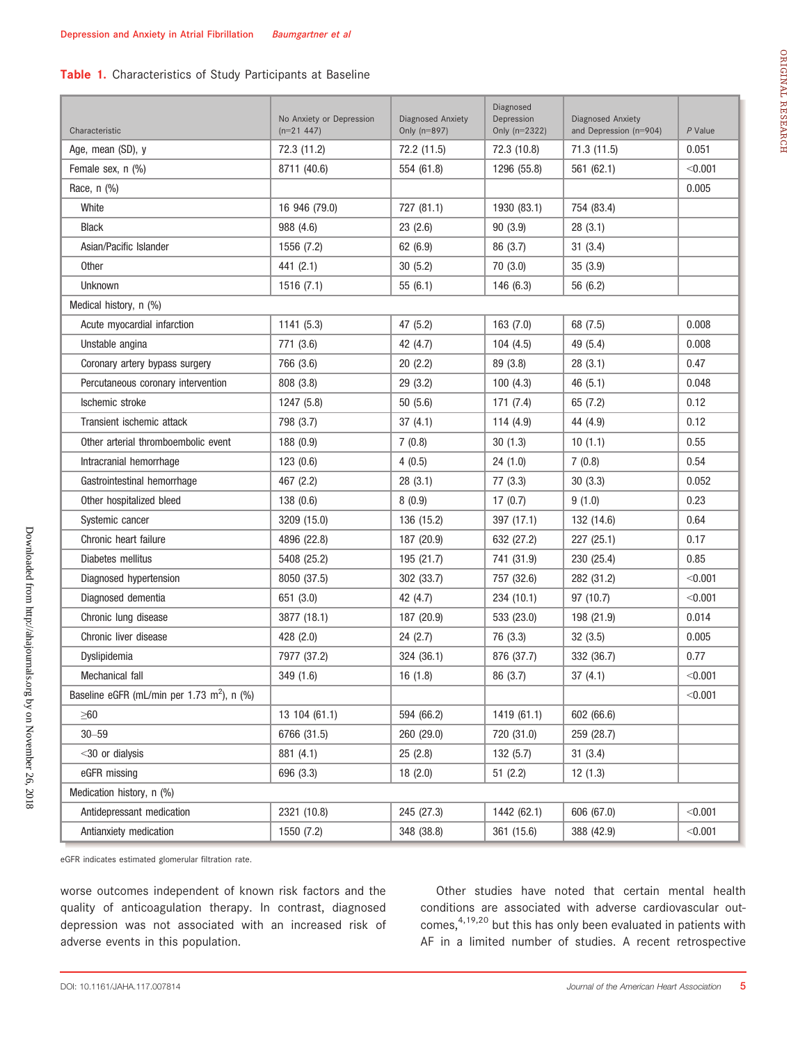**Table 1.** Characteristics of Study Participants at Baseline

| Characteristic | No Anxiety or Depression (n=21 447) | Diagnosed Anxiety Only (n=897) | Diagnosed Depression Only (n=2322) | Diagnosed Anxiety and Depression (n=904) | *P* Value |
|---|---|---|---|---|---|
| Age, mean (SD), y | 72.3 (11.2) | 72.2 (11.5) | 72.3 (10.8) | 71.3 (11.5) | 0.051 |
| Female sex, n (%) | 8711 (40.6) | 554 (61.8) | 1296 (55.8) | 561 (62.1) | <0.001 |
| Race, n (%) | | | | | 0.005 |
| White | 16 946 (79.0) | 727 (81.1) | 1930 (83.1) | 754 (83.4) | |
| Black | 988 (4.6) | 23 (2.6) | 90 (3.9) | 28 (3.1) | |
| Asian/Pacific Islander | 1556 (7.2) | 62 (6.9) | 86 (3.7) | 31 (3.4) | |
| Other | 441 (2.1) | 30 (5.2) | 70 (3.0) | 35 (3.9) | |
| Unknown | 1516 (7.1) | 55 (6.1) | 146 (6.3) | 56 (6.2) | |
| Medical history, n (%) | | | | | |
| Acute myocardial infarction | 1141 (5.3) | 47 (5.2) | 163 (7.0) | 68 (7.5) | 0.008 |
| Unstable angina | 771 (3.6) | 42 (4.7) | 104 (4.5) | 49 (5.4) | 0.008 |
| Coronary artery bypass surgery | 766 (3.6) | 20 (2.2) | 89 (3.8) | 28 (3.1) | 0.47 |
| Percutaneous coronary intervention | 808 (3.8) | 29 (3.2) | 100 (4.3) | 46 (5.1) | 0.048 |
| Ischemic stroke | 1247 (5.8) | 50 (5.6) | 171 (7.4) | 65 (7.2) | 0.12 |
| Transient ischemic attack | 798 (3.7) | 37 (4.1) | 114 (4.9) | 44 (4.9) | 0.12 |
| Other arterial thromboembolic event | 188 (0.9) | 7 (0.8) | 30 (1.3) | 10 (1.1) | 0.55 |
| Intracranial hemorrhage | 123 (0.6) | 4 (0.5) | 24 (1.0) | 7 (0.8) | 0.54 |
| Gastrointestinal hemorrhage | 467 (2.2) | 28 (3.1) | 77 (3.3) | 30 (3.3) | 0.052 |
| Other hospitalized bleed | 138 (0.6) | 8 (0.9) | 17 (0.7) | 9 (1.0) | 0.23 |
| Systemic cancer | 3209 (15.0) | 136 (15.2) | 397 (17.1) | 132 (14.6) | 0.64 |
| Chronic heart failure | 4896 (22.8) | 187 (20.9) | 632 (27.2) | 227 (25.1) | 0.17 |
| Diabetes mellitus | 5408 (25.2) | 195 (21.7) | 741 (31.9) | 230 (25.4) | 0.85 |
| Diagnosed hypertension | 8050 (37.5) | 302 (33.7) | 757 (32.6) | 282 (31.2) | <0.001 |
| Diagnosed dementia | 651 (3.0) | 42 (4.7) | 234 (10.1) | 97 (10.7) | <0.001 |
| Chronic lung disease | 3877 (18.1) | 187 (20.9) | 533 (23.0) | 198 (21.9) | 0.014 |
| Chronic liver disease | 428 (2.0) | 24 (2.7) | 76 (3.3) | 32 (3.5) | 0.005 |
| Dyslipidemia | 7977 (37.2) | 324 (36.1) | 876 (37.7) | 332 (36.7) | 0.77 |
| Mechanical fall | 349 (1.6) | 16 (1.8) | 86 (3.7) | 37 (4.1) | <0.001 |
| Baseline eGFR (mL/min per 1.73 m$^2$), n (%) | | | | | <0.001 |
| ≥60 | 13 104 (61.1) | 594 (66.2) | 1419 (61.1) | 602 (66.6) | |
| 30–59 | 6766 (31.5) | 260 (29.0) | 720 (31.0) | 259 (28.7) | |
| <30 or dialysis | 881 (4.1) | 25 (2.8) | 132 (5.7) | 31 (3.4) | |
| eGFR missing | 696 (3.3) | 18 (2.0) | 51 (2.2) | 12 (1.3) | |
| Medication history, n (%) | | | | | |
| Antidepressant medication | 2321 (10.8) | 245 (27.3) | 1442 (62.1) | 606 (67.0) | <0.001 |
| Antianxiety medication | 1550 (7.2) | 348 (38.8) | 361 (15.6) | 388 (42.9) | <0.001 |

eGFR indicates estimated glomerular filtration rate.

worse outcomes independent of known risk factors and the quality of anticoagulation therapy. In contrast, diagnosed depression was not associated with an increased risk of adverse events in this population.

Other studies have noted that certain mental health conditions are associated with adverse cardiovascular outcomes,[4,19,20] but this has only been evaluated in patients with AF in a limited number of studies. A recent retrospective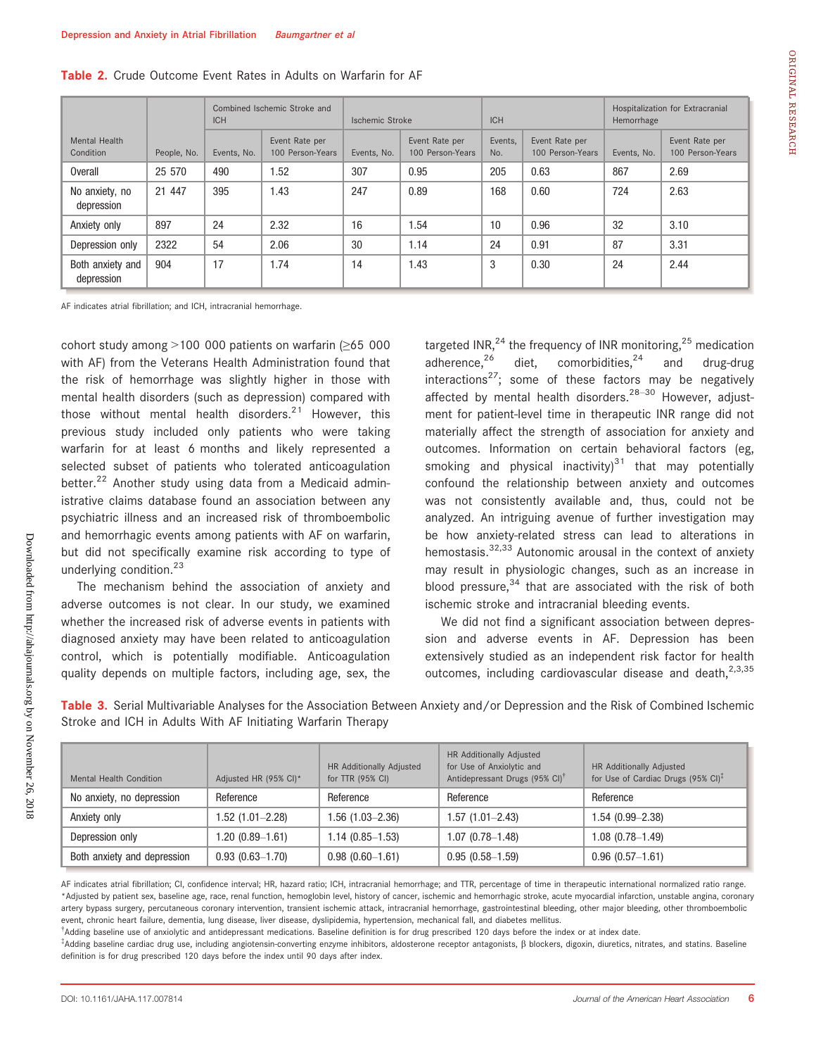**Table 2.** Crude Outcome Event Rates in Adults on Warfarin for AF

| Mental Health Condition | People, No. | Combined Ischemic Stroke and ICH | | Ischemic Stroke | | ICH | | Hospitalization for Extracranial Hemorrhage | |
|---|---|---|---|---|---|---|---|---|---|
| | | Events, No. | Event Rate per 100 Person-Years | Events, No. | Event Rate per 100 Person-Years | Events, No. | Event Rate per 100 Person-Years | Events, No. | Event Rate per 100 Person-Years |
| Overall | 25 570 | 490 | 1.52 | 307 | 0.95 | 205 | 0.63 | 867 | 2.69 |
| No anxiety, no depression | 21 447 | 395 | 1.43 | 247 | 0.89 | 168 | 0.60 | 724 | 2.63 |
| Anxiety only | 897 | 24 | 2.32 | 16 | 1.54 | 10 | 0.96 | 32 | 3.10 |
| Depression only | 2322 | 54 | 2.06 | 30 | 1.14 | 24 | 0.91 | 87 | 3.31 |
| Both anxiety and depression | 904 | 17 | 1.74 | 14 | 1.43 | 3 | 0.30 | 24 | 2.44 |

AF indicates atrial fibrillation; and ICH, intracranial hemorrhage.

cohort study among >100 000 patients on warfarin (≥65 000 with AF) from the Veterans Health Administration found that the risk of hemorrhage was slightly higher in those with mental health disorders (such as depression) compared with those without mental health disorders.[21] However, this previous study included only patients who were taking warfarin for at least 6 months and likely represented a selected subset of patients who tolerated anticoagulation better.[22] Another study using data from a Medicaid administrative claims database found an association between any psychiatric illness and an increased risk of thromboembolic and hemorrhagic events among patients with AF on warfarin, but did not specifically examine risk according to type of underlying condition.[23]

The mechanism behind the association of anxiety and adverse outcomes is not clear. In our study, we examined whether the increased risk of adverse events in patients with diagnosed anxiety may have been related to anticoagulation control, which is potentially modifiable. Anticoagulation quality depends on multiple factors, including age, sex, the targeted INR,[24] the frequency of INR monitoring,[25] medication adherence,[26] diet, comorbidities,[24] and drug-drug interactions[27]; some of these factors may be negatively affected by mental health disorders.[28–30] However, adjustment for patient-level time in therapeutic INR range did not materially affect the strength of association for anxiety and outcomes. Information on certain behavioral factors (eg, smoking and physical inactivity)[31] that may potentially confound the relationship between anxiety and outcomes was not consistently available and, thus, could not be analyzed. An intriguing avenue of further investigation may be how anxiety-related stress can lead to alterations in hemostasis.[32,33] Autonomic arousal in the context of anxiety may result in physiologic changes, such as an increase in blood pressure,[34] that are associated with the risk of both ischemic stroke and intracranial bleeding events.

We did not find a significant association between depression and adverse events in AF. Depression has been extensively studied as an independent risk factor for health outcomes, including cardiovascular disease and death,[2,3,35]

**Table 3.** Serial Multivariable Analyses for the Association Between Anxiety and/or Depression and the Risk of Combined Ischemic Stroke and ICH in Adults With AF Initiating Warfarin Therapy

| Mental Health Condition | Adjusted HR (95% CI)* | HR Additionally Adjusted for TTR (95% CI) | HR Additionally Adjusted for Use of Anxiolytic and Antidepressant Drugs (95% CI)† | HR Additionally Adjusted for Use of Cardiac Drugs (95% CI)‡ |
|---|---|---|---|---|
| No anxiety, no depression | Reference | Reference | Reference | Reference |
| Anxiety only | 1.52 (1.01–2.28) | 1.56 (1.03–2.36) | 1.57 (1.01–2.43) | 1.54 (0.99–2.38) |
| Depression only | 1.20 (0.89–1.61) | 1.14 (0.85–1.53) | 1.07 (0.78–1.48) | 1.08 (0.78–1.49) |
| Both anxiety and depression | 0.93 (0.63–1.70) | 0.98 (0.60–1.61) | 0.95 (0.58–1.59) | 0.96 (0.57–1.61) |

AF indicates atrial fibrillation; CI, confidence interval; HR, hazard ratio; ICH, intracranial hemorrhage; and TTR, percentage of time in therapeutic international normalized ratio range.
*Adjusted by patient sex, baseline age, race, renal function, hemoglobin level, history of cancer, ischemic and hemorrhagic stroke, acute myocardial infarction, unstable angina, coronary artery bypass surgery, percutaneous coronary intervention, transient ischemic attack, intracranial hemorrhage, gastrointestinal bleeding, other major bleeding, other thromboembolic event, chronic heart failure, dementia, lung disease, liver disease, dyslipidemia, hypertension, mechanical fall, and diabetes mellitus.
†Adding baseline use of anxiolytic and antidepressant medications. Baseline definition is for drug prescribed 120 days before the index or at index date.
‡Adding baseline cardiac drug use, including angiotensin-converting enzyme inhibitors, aldosterone receptor antagonists, β blockers, digoxin, diuretics, nitrates, and statins. Baseline definition is for drug prescribed 120 days before the index until 90 days after index.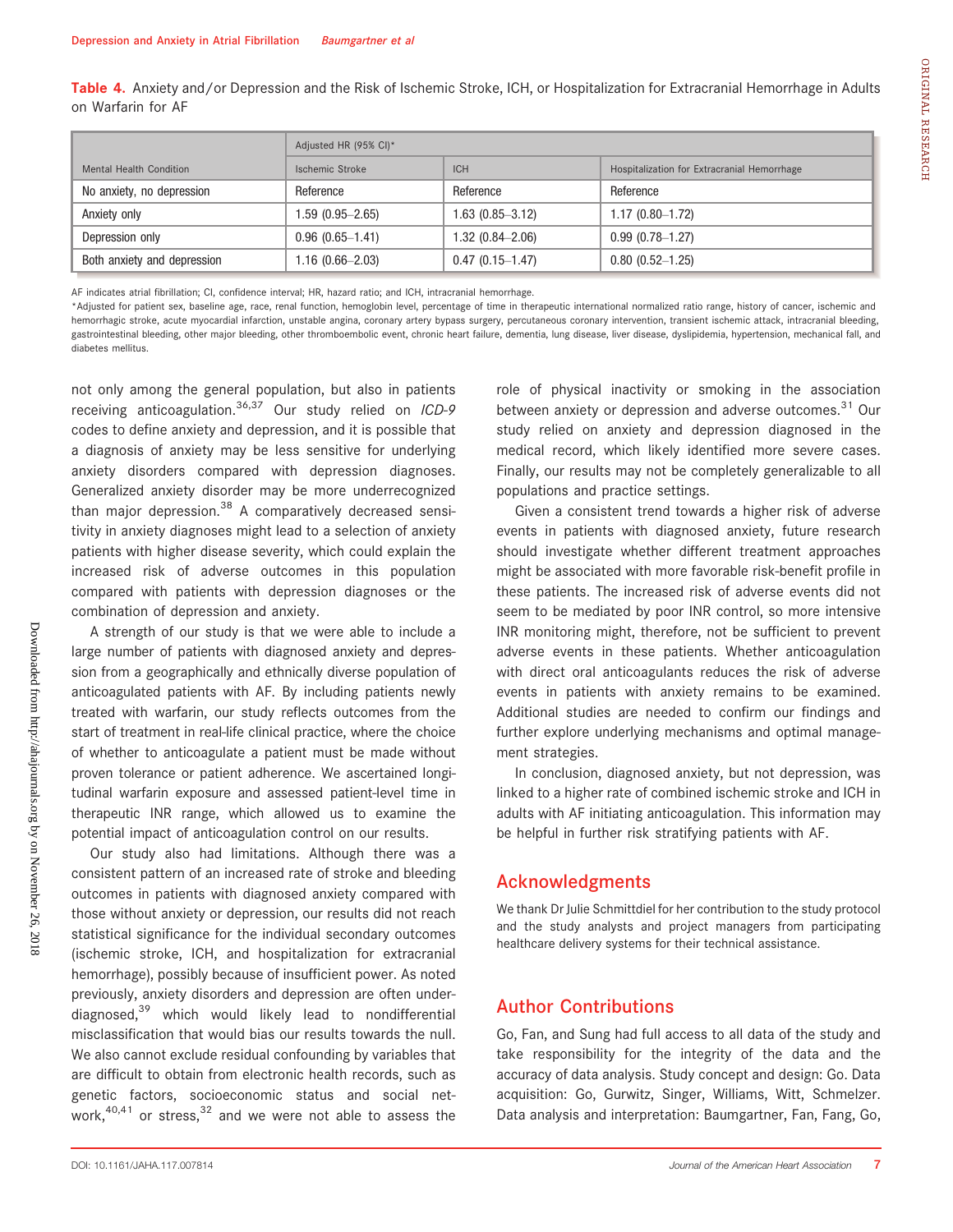**Table 4.** Anxiety and/or Depression and the Risk of Ischemic Stroke, ICH, or Hospitalization for Extracranial Hemorrhage in Adults on Warfarin for AF

| Mental Health Condition | Adjusted HR (95% CI)* | | |
|---|---|---|---|
| | Ischemic Stroke | ICH | Hospitalization for Extracranial Hemorrhage |
| No anxiety, no depression | Reference | Reference | Reference |
| Anxiety only | 1.59 (0.95–2.65) | 1.63 (0.85–3.12) | 1.17 (0.80–1.72) |
| Depression only | 0.96 (0.65–1.41) | 1.32 (0.84–2.06) | 0.99 (0.78–1.27) |
| Both anxiety and depression | 1.16 (0.66–2.03) | 0.47 (0.15–1.47) | 0.80 (0.52–1.25) |

AF indicates atrial fibrillation; CI, confidence interval; HR, hazard ratio; and ICH, intracranial hemorrhage.

*Adjusted for patient sex, baseline age, race, renal function, hemoglobin level, percentage of time in therapeutic international normalized ratio range, history of cancer, ischemic and hemorrhagic stroke, acute myocardial infarction, unstable angina, coronary artery bypass surgery, percutaneous coronary intervention, transient ischemic attack, intracranial bleeding, gastrointestinal bleeding, other major bleeding, other thromboembolic event, chronic heart failure, dementia, lung disease, liver disease, dyslipidemia, hypertension, mechanical fall, and diabetes mellitus.

not only among the general population, but also in patients receiving anticoagulation.[36,37] Our study relied on *ICD-9* codes to define anxiety and depression, and it is possible that a diagnosis of anxiety may be less sensitive for underlying anxiety disorders compared with depression diagnoses. Generalized anxiety disorder may be more underrecognized than major depression.[38] A comparatively decreased sensitivity in anxiety diagnoses might lead to a selection of anxiety patients with higher disease severity, which could explain the increased risk of adverse outcomes in this population compared with patients with depression diagnoses or the combination of depression and anxiety.

A strength of our study is that we were able to include a large number of patients with diagnosed anxiety and depression from a geographically and ethnically diverse population of anticoagulated patients with AF. By including patients newly treated with warfarin, our study reflects outcomes from the start of treatment in real-life clinical practice, where the choice of whether to anticoagulate a patient must be made without proven tolerance or patient adherence. We ascertained longitudinal warfarin exposure and assessed patient-level time in therapeutic INR range, which allowed us to examine the potential impact of anticoagulation control on our results.

Our study also had limitations. Although there was a consistent pattern of an increased rate of stroke and bleeding outcomes in patients with diagnosed anxiety compared with those without anxiety or depression, our results did not reach statistical significance for the individual secondary outcomes (ischemic stroke, ICH, and hospitalization for extracranial hemorrhage), possibly because of insufficient power. As noted previously, anxiety disorders and depression are often underdiagnosed,[39] which would likely lead to nondifferential misclassification that would bias our results towards the null. We also cannot exclude residual confounding by variables that are difficult to obtain from electronic health records, such as genetic factors, socioeconomic status and social network,[40,41] or stress,[32] and we were not able to assess the role of physical inactivity or smoking in the association between anxiety or depression and adverse outcomes.[31] Our study relied on anxiety and depression diagnosed in the medical record, which likely identified more severe cases. Finally, our results may not be completely generalizable to all populations and practice settings.

Given a consistent trend towards a higher risk of adverse events in patients with diagnosed anxiety, future research should investigate whether different treatment approaches might be associated with more favorable risk-benefit profile in these patients. The increased risk of adverse events did not seem to be mediated by poor INR control, so more intensive INR monitoring might, therefore, not be sufficient to prevent adverse events in these patients. Whether anticoagulation with direct oral anticoagulants reduces the risk of adverse events in patients with anxiety remains to be examined. Additional studies are needed to confirm our findings and further explore underlying mechanisms and optimal management strategies.

In conclusion, diagnosed anxiety, but not depression, was linked to a higher rate of combined ischemic stroke and ICH in adults with AF initiating anticoagulation. This information may be helpful in further risk stratifying patients with AF.

## Acknowledgments

We thank Dr Julie Schmittdiel for her contribution to the study protocol and the study analysts and project managers from participating healthcare delivery systems for their technical assistance.

## Author Contributions

Go, Fan, and Sung had full access to all data of the study and take responsibility for the integrity of the data and the accuracy of data analysis. Study concept and design: Go. Data acquisition: Go, Gurwitz, Singer, Williams, Witt, Schmelzer. Data analysis and interpretation: Baumgartner, Fan, Fang, Go,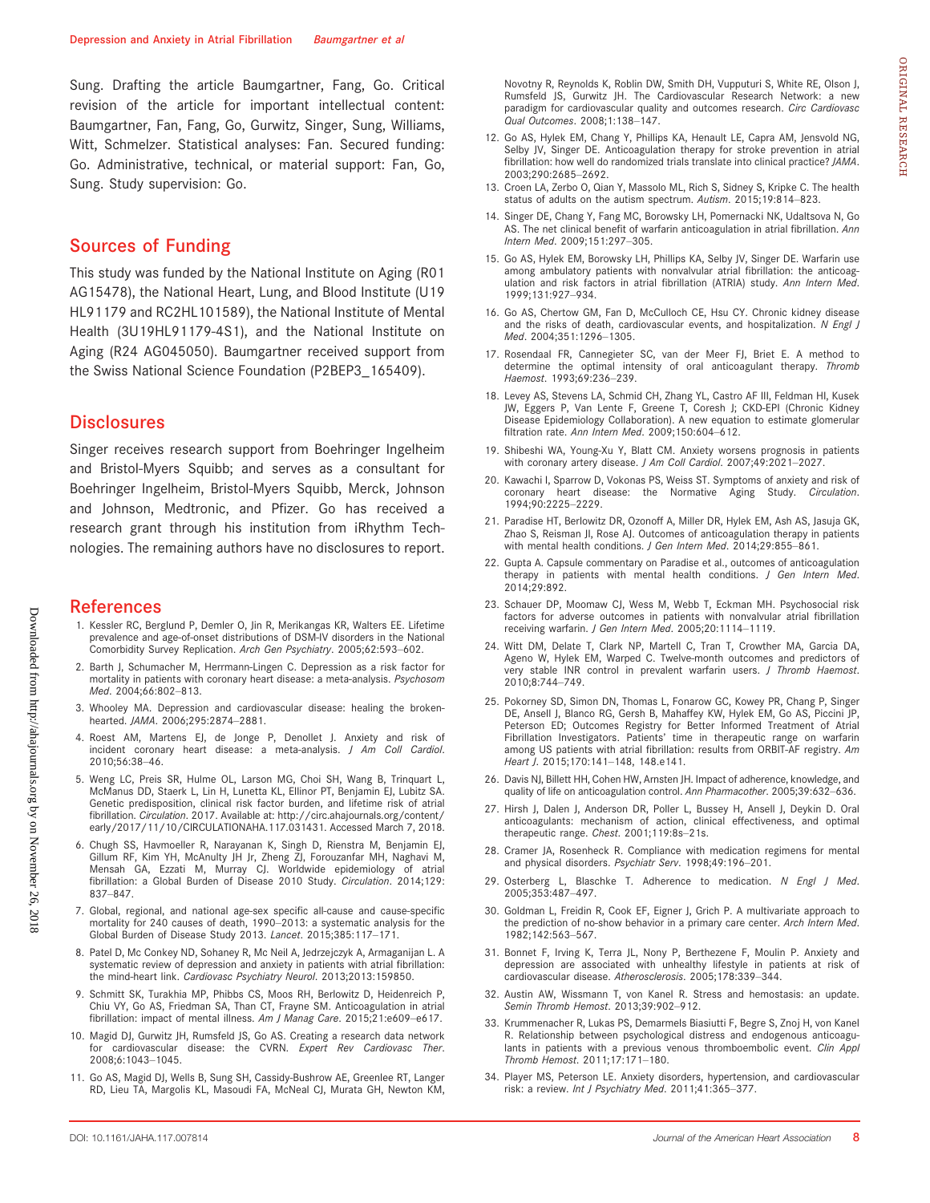Sung. Drafting the article Baumgartner, Fang, Go. Critical revision of the article for important intellectual content: Baumgartner, Fan, Fang, Go, Gurwitz, Singer, Sung, Williams, Witt, Schmelzer. Statistical analyses: Fan. Secured funding: Go. Administrative, technical, or material support: Fan, Go, Sung. Study supervision: Go.

## Sources of Funding

This study was funded by the National Institute on Aging (R01 AG15478), the National Heart, Lung, and Blood Institute (U19 HL91179 and RC2HL101589), the National Institute of Mental Health (3U19HL91179-4S1), and the National Institute on Aging (R24 AG045050). Baumgartner received support from the Swiss National Science Foundation (P2BEP3_165409).

## Disclosures

Singer receives research support from Boehringer Ingelheim and Bristol-Myers Squibb; and serves as a consultant for Boehringer Ingelheim, Bristol-Myers Squibb, Merck, Johnson and Johnson, Medtronic, and Pfizer. Go has received a research grant through his institution from iRhythm Technologies. The remaining authors have no disclosures to report.

## References

1. Kessler RC, Berglund P, Demler O, Jin R, Merikangas KR, Walters EE. Lifetime prevalence and age-of-onset distributions of DSM-IV disorders in the National Comorbidity Survey Replication. *Arch Gen Psychiatry*. 2005;62:593–602.
2. Barth J, Schumacher M, Herrmann-Lingen C. Depression as a risk factor for mortality in patients with coronary heart disease: a meta-analysis. *Psychosom Med*. 2004;66:802–813.
3. Whooley MA. Depression and cardiovascular disease: healing the broken-hearted. *JAMA*. 2006;295:2874–2881.
4. Roest AM, Martens EJ, de Jonge P, Denollet J. Anxiety and risk of incident coronary heart disease: a meta-analysis. *J Am Coll Cardiol*. 2010;56:38–46.
5. Weng LC, Preis SR, Hulme OL, Larson MG, Choi SH, Wang B, Trinquart L, McManus DD, Staerk L, Lin H, Lunetta KL, Ellinor PT, Benjamin EJ, Lubitz SA. Genetic predisposition, clinical risk factor burden, and lifetime risk of atrial fibrillation. *Circulation*. 2017. Available at: http://circ.ahajournals.org/content/early/2017/11/10/CIRCULATIONAHA.117.031431. Accessed March 7, 2018.
6. Chugh SS, Havmoeller R, Narayanan K, Singh D, Rienstra M, Benjamin EJ, Gillum RF, Kim YH, McAnulty JH Jr, Zheng ZJ, Forouzanfar MH, Naghavi M, Mensah GA, Ezzati M, Murray CJ. Worldwide epidemiology of atrial fibrillation: a Global Burden of Disease 2010 Study. *Circulation*. 2014;129:837–847.
7. Global, regional, and national age-sex specific all-cause and cause-specific mortality for 240 causes of death, 1990–2013: a systematic analysis for the Global Burden of Disease Study 2013. *Lancet*. 2015;385:117–171.
8. Patel D, Mc Conkey ND, Sohaney R, Mc Neil A, Jedrzejczyk A, Armaganijan L. A systematic review of depression and anxiety in patients with atrial fibrillation: the mind-heart link. *Cardiovasc Psychiatry Neurol*. 2013;2013:159850.
9. Schmitt SK, Turakhia MP, Phibbs CS, Moos RH, Berlowitz D, Heidenreich P, Chiu VY, Go AS, Friedman SA, Than CT, Frayne SM. Anticoagulation in atrial fibrillation: impact of mental illness. *Am J Manag Care*. 2015;21:e609–e617.
10. Magid DJ, Gurwitz JH, Rumsfeld JS, Go AS. Creating a research data network for cardiovascular disease: the CVRN. *Expert Rev Cardiovasc Ther*. 2008;6:1043–1045.
11. Go AS, Magid DJ, Wells B, Sung SH, Cassidy-Bushrow AE, Greenlee RT, Langer RD, Lieu TA, Margolis KL, Masoudi FA, McNeal CJ, Murata GH, Newton KM, Novotny R, Reynolds K, Roblin DW, Smith DH, Vupputuri S, White RE, Olson J, Rumsfeld JS, Gurwitz JH. The Cardiovascular Research Network: a new paradigm for cardiovascular quality and outcomes research. *Circ Cardiovasc Qual Outcomes*. 2008;1:138–147.
12. Go AS, Hylek EM, Chang Y, Phillips KA, Henault LE, Capra AM, Jensvold NG, Selby JV, Singer DE. Anticoagulation therapy for stroke prevention in atrial fibrillation: how well do randomized trials translate into clinical practice? *JAMA*. 2003;290:2685–2692.
13. Croen LA, Zerbo O, Qian Y, Massolo ML, Rich S, Sidney S, Kripke C. The health status of adults on the autism spectrum. *Autism*. 2015;19:814–823.
14. Singer DE, Chang Y, Fang MC, Borowsky LH, Pomernacki NK, Udaltsova N, Go AS. The net clinical benefit of warfarin anticoagulation in atrial fibrillation. *Ann Intern Med*. 2009;151:297–305.
15. Go AS, Hylek EM, Borowsky LH, Phillips KA, Selby JV, Singer DE. Warfarin use among ambulatory patients with nonvalvular atrial fibrillation: the anticoagulation and risk factors in atrial fibrillation (ATRIA) study. *Ann Intern Med*. 1999;131:927–934.
16. Go AS, Chertow GM, Fan D, McCulloch CE, Hsu CY. Chronic kidney disease and the risks of death, cardiovascular events, and hospitalization. *N Engl J Med*. 2004;351:1296–1305.
17. Rosendaal FR, Cannegieter SC, van der Meer FJ, Briet E. A method to determine the optimal intensity of oral anticoagulant therapy. *Thromb Haemost*. 1993;69:236–239.
18. Levey AS, Stevens LA, Schmid CH, Zhang YL, Castro AF III, Feldman HI, Kusek JW, Eggers P, Van Lente F, Greene T, Coresh J; CKD-EPI (Chronic Kidney Disease Epidemiology Collaboration). A new equation to estimate glomerular filtration rate. *Ann Intern Med*. 2009;150:604–612.
19. Shibeshi WA, Young-Xu Y, Blatt CM. Anxiety worsens prognosis in patients with coronary artery disease. *J Am Coll Cardiol*. 2007;49:2021–2027.
20. Kawachi I, Sparrow D, Vokonas PS, Weiss ST. Symptoms of anxiety and risk of coronary heart disease: the Normative Aging Study. *Circulation*. 1994;90:2225–2229.
21. Paradise HT, Berlowitz DR, Ozonoff A, Miller DR, Hylek EM, Ash AS, Jasuja GK, Zhao S, Reisman JI, Rose AJ. Outcomes of anticoagulation therapy in patients with mental health conditions. *J Gen Intern Med*. 2014;29:855–861.
22. Gupta A. Capsule commentary on Paradise et al., outcomes of anticoagulation therapy in patients with mental health conditions. *J Gen Intern Med*. 2014;29:892.
23. Schauer DP, Moomaw CJ, Wess M, Webb T, Eckman MH. Psychosocial risk factors for adverse outcomes in patients with nonvalvular atrial fibrillation receiving warfarin. *J Gen Intern Med*. 2005;20:1114–1119.
24. Witt DM, Delate T, Clark NP, Martell C, Tran T, Crowther MA, Garcia DA, Ageno W, Hylek EM, Warped C. Twelve-month outcomes and predictors of very stable INR control in prevalent warfarin users. *J Thromb Haemost*. 2010;8:744–749.
25. Pokorney SD, Simon DN, Thomas L, Fonarow GC, Kowey PR, Chang P, Singer DE, Ansell J, Blanco RG, Gersh B, Mahaffey KW, Hylek EM, Go AS, Piccini JP, Peterson ED; Outcomes Registry for Better Informed Treatment of Atrial Fibrillation Investigators. Patients' time in therapeutic range on warfarin among US patients with atrial fibrillation: results from ORBIT-AF registry. *Am Heart J*. 2015;170:141–148, 148.e141.
26. Davis NJ, Billett HH, Cohen HW, Arnsten JH. Impact of adherence, knowledge, and quality of life on anticoagulation control. *Ann Pharmacother*. 2005;39:632–636.
27. Hirsh J, Dalen J, Anderson DR, Poller L, Bussey H, Ansell J, Deykin D. Oral anticoagulants: mechanism of action, clinical effectiveness, and optimal therapeutic range. *Chest*. 2001;119:8s–21s.
28. Cramer JA, Rosenheck R. Compliance with medication regimens for mental and physical disorders. *Psychiatr Serv*. 1998;49:196–201.
29. Osterberg L, Blaschke T. Adherence to medication. *N Engl J Med*. 2005;353:487–497.
30. Goldman L, Freidin R, Cook EF, Eigner J, Grich P. A multivariate approach to the prediction of no-show behavior in a primary care center. *Arch Intern Med*. 1982;142:563–567.
31. Bonnet F, Irving K, Terra JL, Nony P, Berthezene F, Moulin P. Anxiety and depression are associated with unhealthy lifestyle in patients at risk of cardiovascular disease. *Atherosclerosis*. 2005;178:339–344.
32. Austin AW, Wissmann T, von Kanel R. Stress and hemostasis: an update. *Semin Thromb Hemost*. 2013;39:902–912.
33. Krummenacher R, Lukas PS, Demarmels Biasiutti F, Begre S, Znoj H, von Kanel R. Relationship between psychological distress and endogenous anticoagulants in patients with a previous venous thromboembolic event. *Clin Appl Thromb Hemost*. 2011;17:171–180.
34. Player MS, Peterson LE. Anxiety disorders, hypertension, and cardiovascular risk: a review. *Int J Psychiatry Med*. 2011;41:365–377.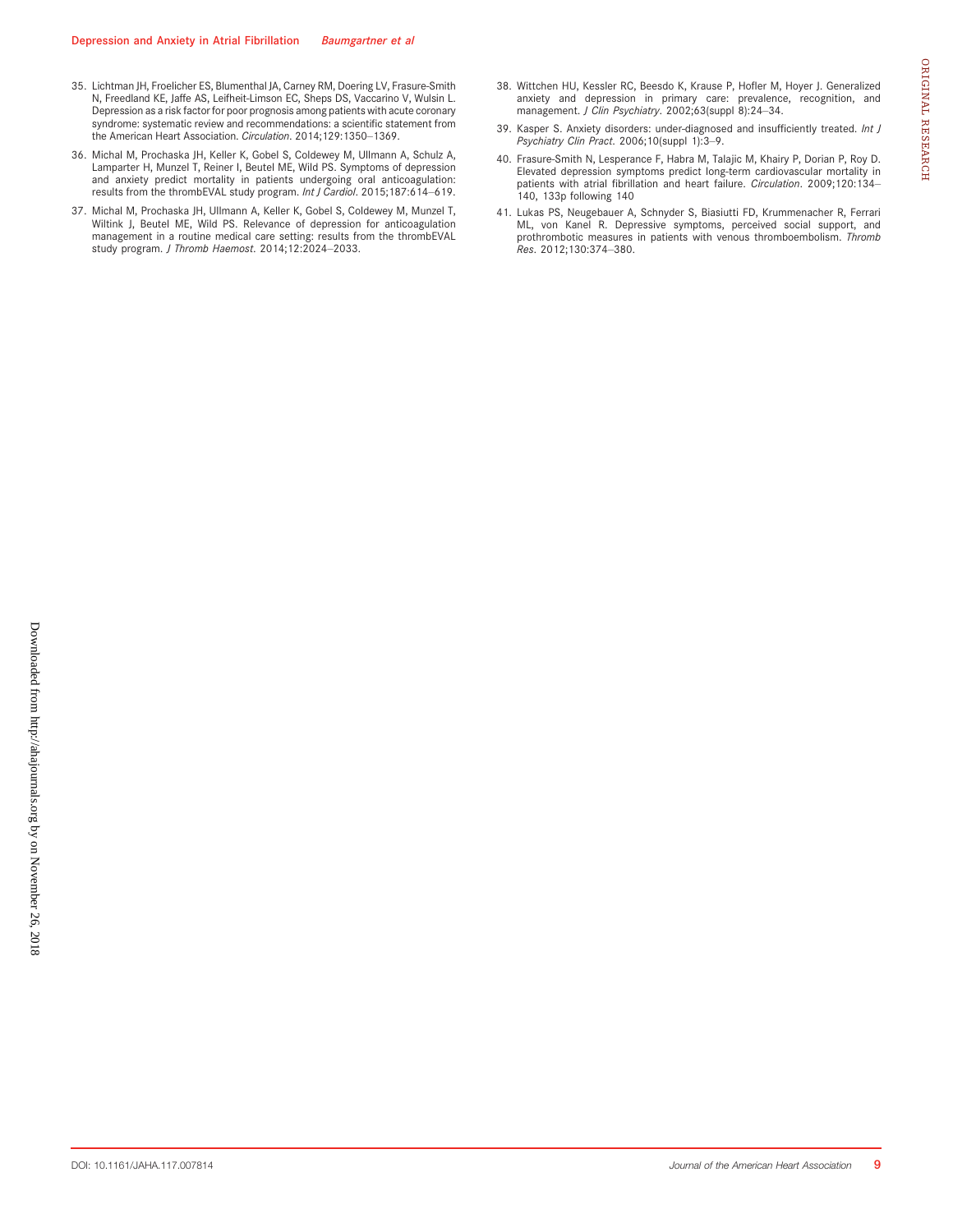35. Lichtman JH, Froelicher ES, Blumenthal JA, Carney RM, Doering LV, Frasure-Smith N, Freedland KE, Jaffe AS, Leifheit-Limson EC, Sheps DS, Vaccarino V, Wulsin L. Depression as a risk factor for poor prognosis among patients with acute coronary syndrome: systematic review and recommendations: a scientific statement from the American Heart Association. *Circulation*. 2014;129:1350–1369.
36. Michal M, Prochaska JH, Keller K, Gobel S, Coldewey M, Ullmann A, Schulz A, Lamparter H, Munzel T, Reiner I, Beutel ME, Wild PS. Symptoms of depression and anxiety predict mortality in patients undergoing oral anticoagulation: results from the thrombEVAL study program. *Int J Cardiol*. 2015;187:614–619.
37. Michal M, Prochaska JH, Ullmann A, Keller K, Gobel S, Coldewey M, Munzel T, Wiltink J, Beutel ME, Wild PS. Relevance of depression for anticoagulation management in a routine medical care setting: results from the thrombEVAL study program. *J Thromb Haemost*. 2014;12:2024–2033.
38. Wittchen HU, Kessler RC, Beesdo K, Krause P, Hofler M, Hoyer J. Generalized anxiety and depression in primary care: prevalence, recognition, and management. *J Clin Psychiatry*. 2002;63(suppl 8):24–34.
39. Kasper S. Anxiety disorders: under-diagnosed and insufficiently treated. *Int J Psychiatry Clin Pract*. 2006;10(suppl 1):3–9.
40. Frasure-Smith N, Lesperance F, Habra M, Talajic M, Khairy P, Dorian P, Roy D. Elevated depression symptoms predict long-term cardiovascular mortality in patients with atrial fibrillation and heart failure. *Circulation*. 2009;120:134–140, 133p following 140
41. Lukas PS, Neugebauer A, Schnyder S, Biasiutti FD, Krummenacher R, Ferrari ML, von Kanel R. Depressive symptoms, perceived social support, and prothrombotic measures in patients with venous thromboembolism. *Thromb Res*. 2012;130:374–380.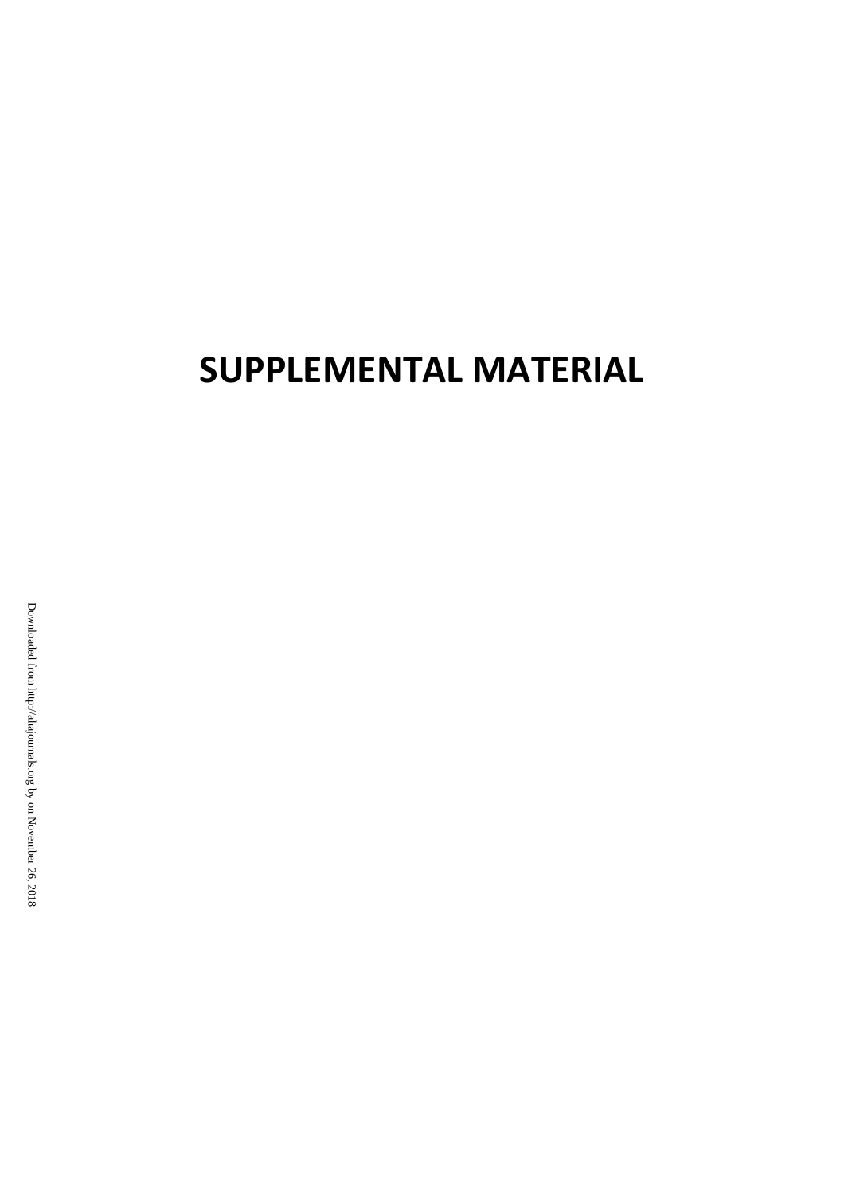# SUPPLEMENTAL MATERIAL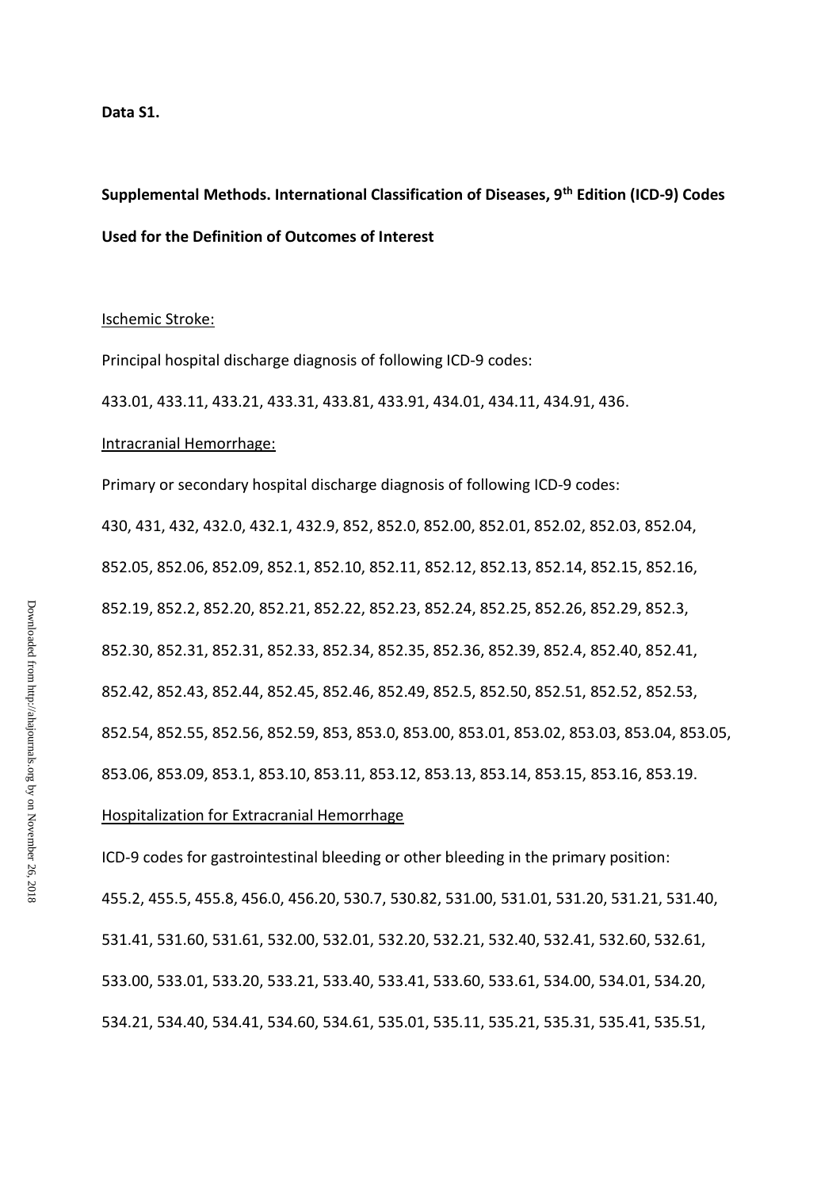**Data S1.**

**Supplemental Methods. International Classification of Diseases, 9th Edition (ICD-9) Codes Used for the Definition of Outcomes of Interest**

Ischemic Stroke:

Principal hospital discharge diagnosis of following ICD-9 codes:

433.01, 433.11, 433.21, 433.31, 433.81, 433.91, 434.01, 434.11, 434.91, 436.

Intracranial Hemorrhage:

Primary or secondary hospital discharge diagnosis of following ICD-9 codes:

430, 431, 432, 432.0, 432.1, 432.9, 852, 852.0, 852.00, 852.01, 852.02, 852.03, 852.04, 852.05, 852.06, 852.09, 852.1, 852.10, 852.11, 852.12, 852.13, 852.14, 852.15, 852.16, 852.19, 852.2, 852.20, 852.21, 852.22, 852.23, 852.24, 852.25, 852.26, 852.29, 852.3, 852.30, 852.31, 852.31, 852.33, 852.34, 852.35, 852.36, 852.39, 852.4, 852.40, 852.41, 852.42, 852.43, 852.44, 852.45, 852.46, 852.49, 852.5, 852.50, 852.51, 852.52, 852.53, 852.54, 852.55, 852.56, 852.59, 853, 853.0, 853.00, 853.01, 853.02, 853.03, 853.04, 853.05, 853.06, 853.09, 853.1, 853.10, 853.11, 853.12, 853.13, 853.14, 853.15, 853.16, 853.19.

Hospitalization for Extracranial Hemorrhage

ICD-9 codes for gastrointestinal bleeding or other bleeding in the primary position:

455.2, 455.5, 455.8, 456.0, 456.20, 530.7, 530.82, 531.00, 531.01, 531.20, 531.21, 531.40, 531.41, 531.60, 531.61, 532.00, 532.01, 532.20, 532.21, 532.40, 532.41, 532.60, 532.61, 533.00, 533.01, 533.20, 533.21, 533.40, 533.41, 533.60, 533.61, 534.00, 534.01, 534.20, 534.21, 534.40, 534.41, 534.60, 534.61, 535.01, 535.11, 535.21, 535.31, 535.41, 535.51,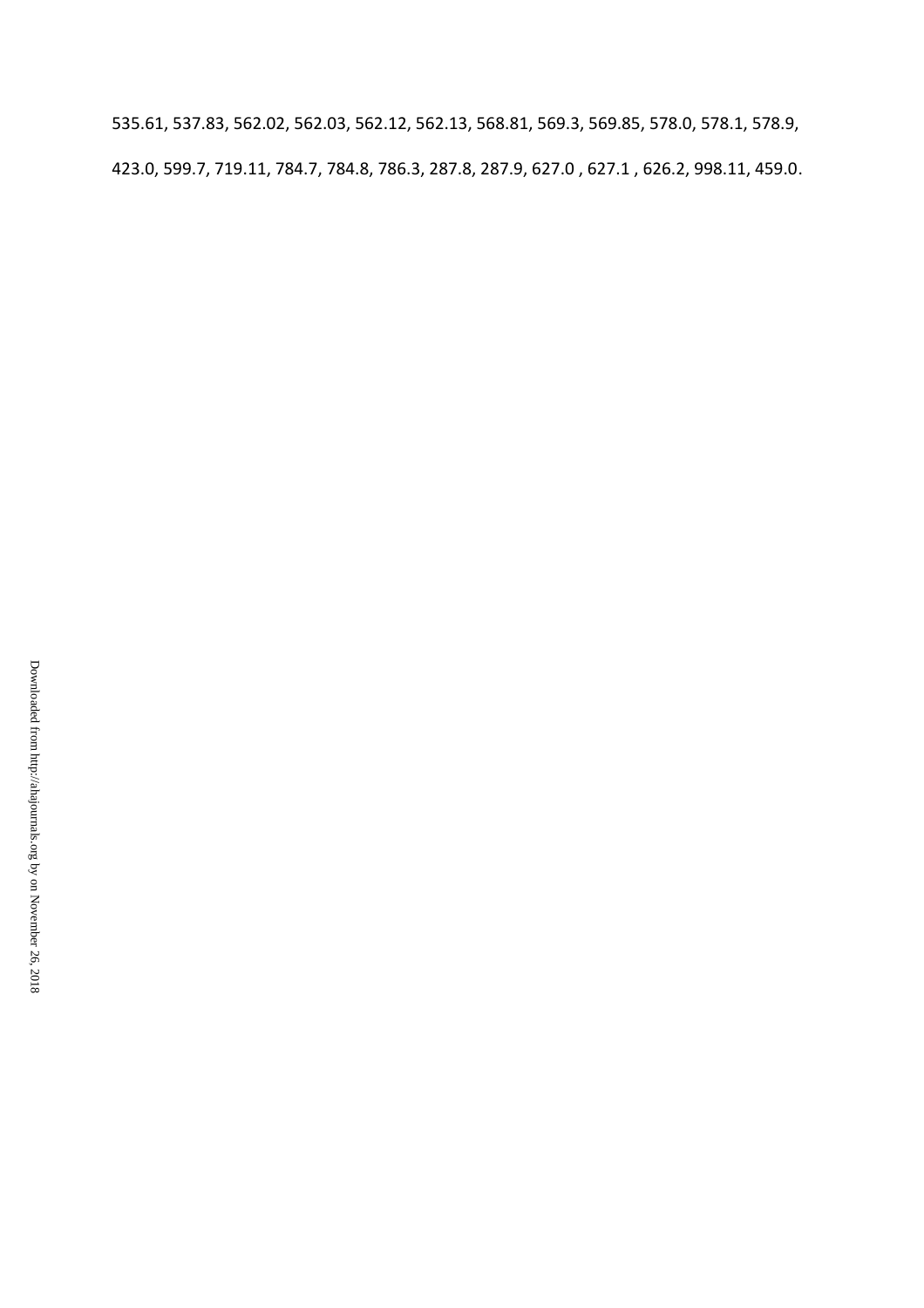535.61, 537.83, 562.02, 562.03, 562.12, 562.13, 568.81, 569.3, 569.85, 578.0, 578.1, 578.9, 423.0, 599.7, 719.11, 784.7, 784.8, 786.3, 287.8, 287.9, 627.0 , 627.1 , 626.2, 998.11, 459.0.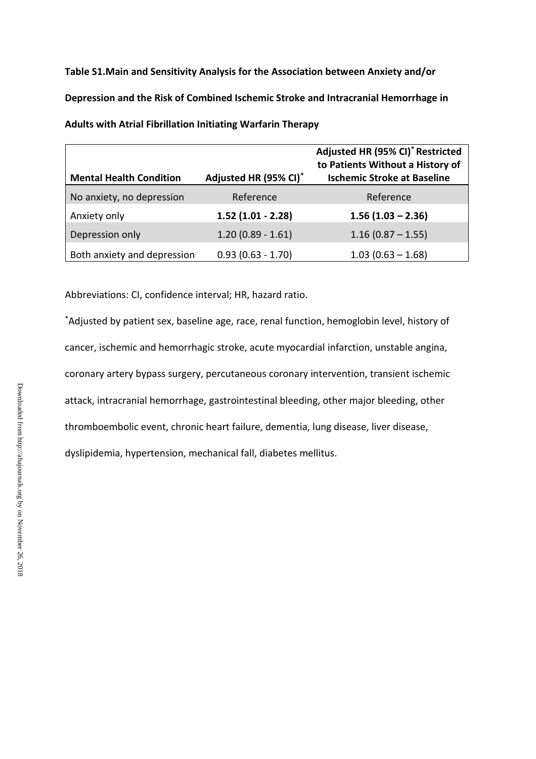**Table S1. Main and Sensitivity Analysis for the Association between Anxiety and/or Depression and the Risk of Combined Ischemic Stroke and Intracranial Hemorrhage in Adults with Atrial Fibrillation Initiating Warfarin Therapy**

| Mental Health Condition | Adjusted HR (95% CI)* | Adjusted HR (95% CI)* Restricted to Patients Without a History of Ischemic Stroke at Baseline |
|---|---|---|
| No anxiety, no depression | Reference | Reference |
| Anxiety only | **1.52 (1.01 - 2.28)** | **1.56 (1.03 – 2.36)** |
| Depression only | 1.20 (0.89 - 1.61) | 1.16 (0.87 – 1.55) |
| Both anxiety and depression | 0.93 (0.63 - 1.70) | 1.03 (0.63 – 1.68) |

Abbreviations: CI, confidence interval; HR, hazard ratio.

*Adjusted by patient sex, baseline age, race, renal function, hemoglobin level, history of cancer, ischemic and hemorrhagic stroke, acute myocardial infarction, unstable angina, coronary artery bypass surgery, percutaneous coronary intervention, transient ischemic attack, intracranial hemorrhage, gastrointestinal bleeding, other major bleeding, other thromboembolic event, chronic heart failure, dementia, lung disease, liver disease, dyslipidemia, hypertension, mechanical fall, diabetes mellitus.